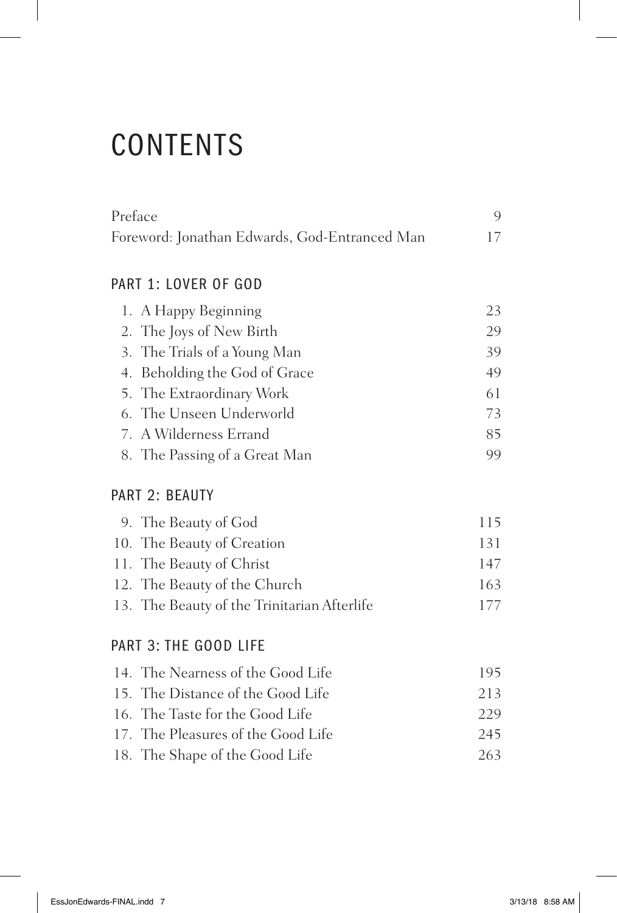# CONTENTS

| | |
|---|---|
| Preface | 9 |
| Foreword: Jonathan Edwards, God-Entranced Man | 17 |

## PART 1: LOVER OF GOD

| | |
|---|---|
| 1. A Happy Beginning | 23 |
| 2. The Joys of New Birth | 29 |
| 3. The Trials of a Young Man | 39 |
| 4. Beholding the God of Grace | 49 |
| 5. The Extraordinary Work | 61 |
| 6. The Unseen Underworld | 73 |
| 7. A Wilderness Errand | 85 |
| 8. The Passing of a Great Man | 99 |

## PART 2: BEAUTY

| | |
|---|---|
| 9. The Beauty of God | 115 |
| 10. The Beauty of Creation | 131 |
| 11. The Beauty of Christ | 147 |
| 12. The Beauty of the Church | 163 |
| 13. The Beauty of the Trinitarian Afterlife | 177 |

## PART 3: THE GOOD LIFE

| | |
|---|---|
| 14. The Nearness of the Good Life | 195 |
| 15. The Distance of the Good Life | 213 |
| 16. The Taste for the Good Life | 229 |
| 17. The Pleasures of the Good Life | 245 |
| 18. The Shape of the Good Life | 263 |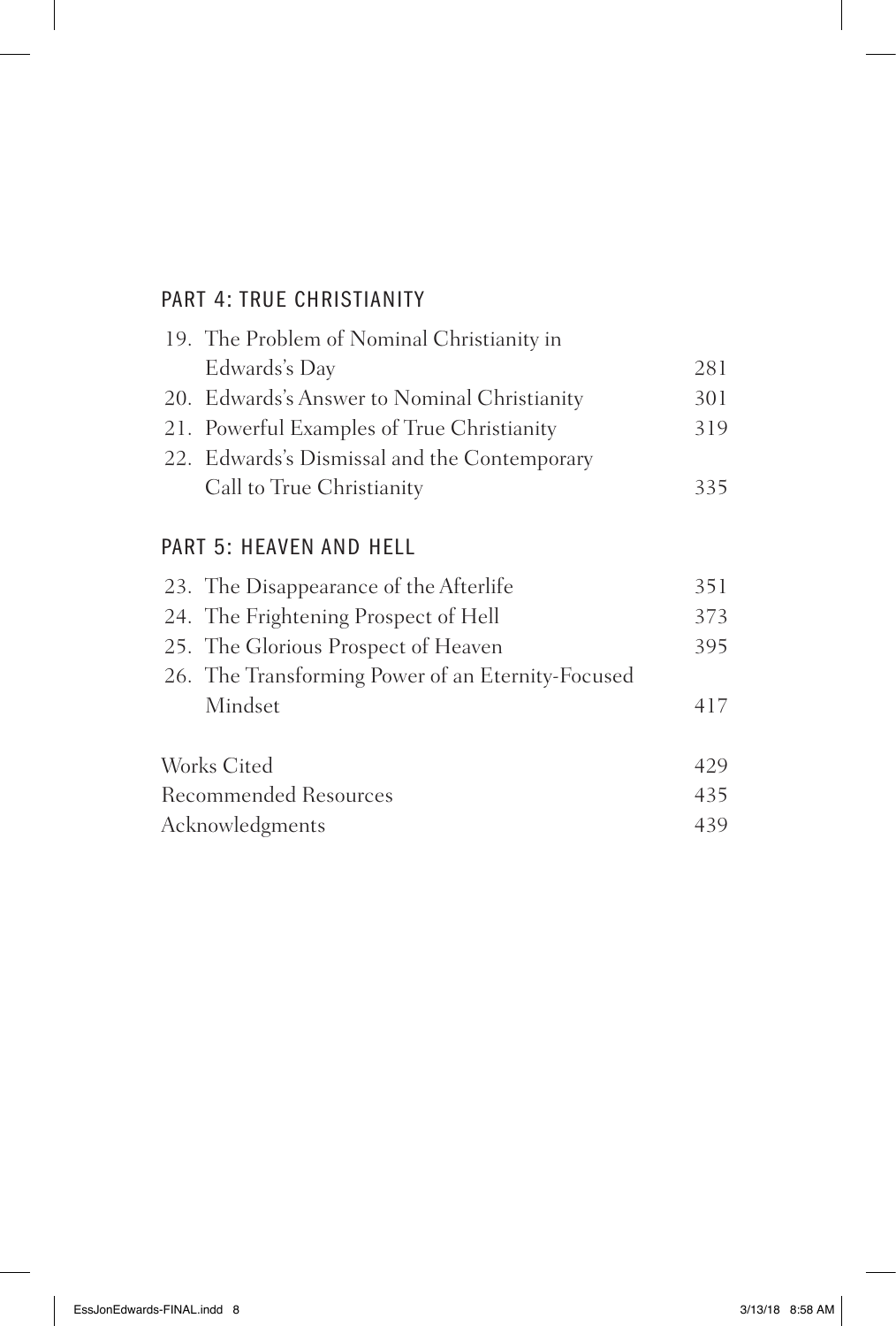## PART 4: TRUE CHRISTIANITY

| | |
|---|---|
| 19. The Problem of Nominal Christianity in Edwards's Day | 281 |
| 20. Edwards's Answer to Nominal Christianity | 301 |
| 21. Powerful Examples of True Christianity | 319 |
| 22. Edwards's Dismissal and the Contemporary Call to True Christianity | 335 |

## PART 5: HEAVEN AND HELL

| | |
|---|---|
| 23. The Disappearance of the Afterlife | 351 |
| 24. The Frightening Prospect of Hell | 373 |
| 25. The Glorious Prospect of Heaven | 395 |
| 26. The Transforming Power of an Eternity-Focused Mindset | 417 |

| | |
|---|---|
| Works Cited | 429 |
| Recommended Resources | 435 |
| Acknowledgments | 439 |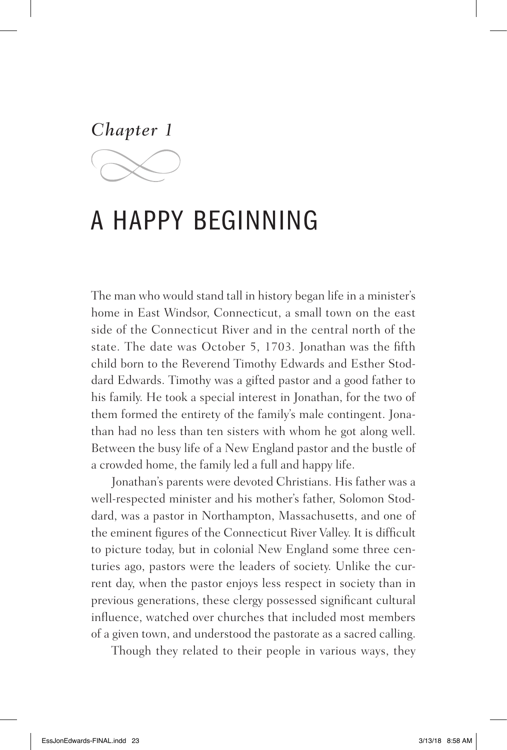*Chapter 1*

# A HAPPY BEGINNING

The man who would stand tall in history began life in a minister's home in East Windsor, Connecticut, a small town on the east side of the Connecticut River and in the central north of the state. The date was October 5, 1703. Jonathan was the fifth child born to the Reverend Timothy Edwards and Esther Stoddard Edwards. Timothy was a gifted pastor and a good father to his family. He took a special interest in Jonathan, for the two of them formed the entirety of the family's male contingent. Jonathan had no less than ten sisters with whom he got along well. Between the busy life of a New England pastor and the bustle of a crowded home, the family led a full and happy life.

Jonathan's parents were devoted Christians. His father was a well-respected minister and his mother's father, Solomon Stoddard, was a pastor in Northampton, Massachusetts, and one of the eminent figures of the Connecticut River Valley. It is difficult to picture today, but in colonial New England some three centuries ago, pastors were the leaders of society. Unlike the current day, when the pastor enjoys less respect in society than in previous generations, these clergy possessed significant cultural influence, watched over churches that included most members of a given town, and understood the pastorate as a sacred calling.

Though they related to their people in various ways, they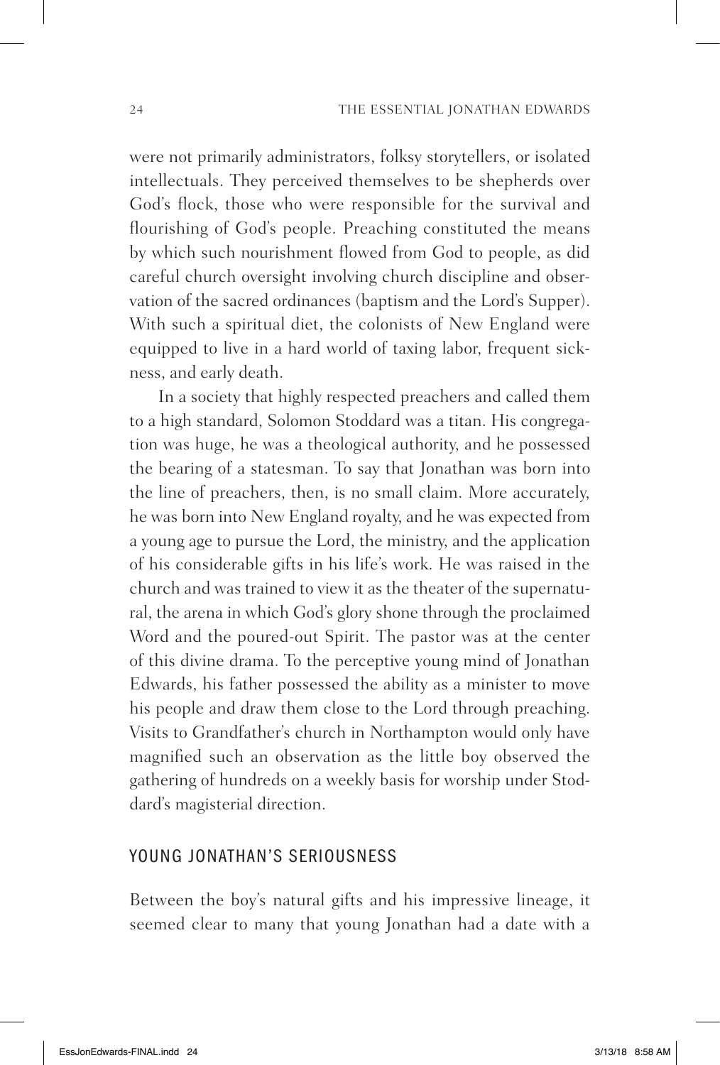were not primarily administrators, folksy storytellers, or isolated intellectuals. They perceived themselves to be shepherds over God's flock, those who were responsible for the survival and flourishing of God's people. Preaching constituted the means by which such nourishment flowed from God to people, as did careful church oversight involving church discipline and observation of the sacred ordinances (baptism and the Lord's Supper). With such a spiritual diet, the colonists of New England were equipped to live in a hard world of taxing labor, frequent sickness, and early death.

In a society that highly respected preachers and called them to a high standard, Solomon Stoddard was a titan. His congregation was huge, he was a theological authority, and he possessed the bearing of a statesman. To say that Jonathan was born into the line of preachers, then, is no small claim. More accurately, he was born into New England royalty, and he was expected from a young age to pursue the Lord, the ministry, and the application of his considerable gifts in his life's work. He was raised in the church and was trained to view it as the theater of the supernatural, the arena in which God's glory shone through the proclaimed Word and the poured-out Spirit. The pastor was at the center of this divine drama. To the perceptive young mind of Jonathan Edwards, his father possessed the ability as a minister to move his people and draw them close to the Lord through preaching. Visits to Grandfather's church in Northampton would only have magnified such an observation as the little boy observed the gathering of hundreds on a weekly basis for worship under Stoddard's magisterial direction.

## YOUNG JONATHAN'S SERIOUSNESS

Between the boy's natural gifts and his impressive lineage, it seemed clear to many that young Jonathan had a date with a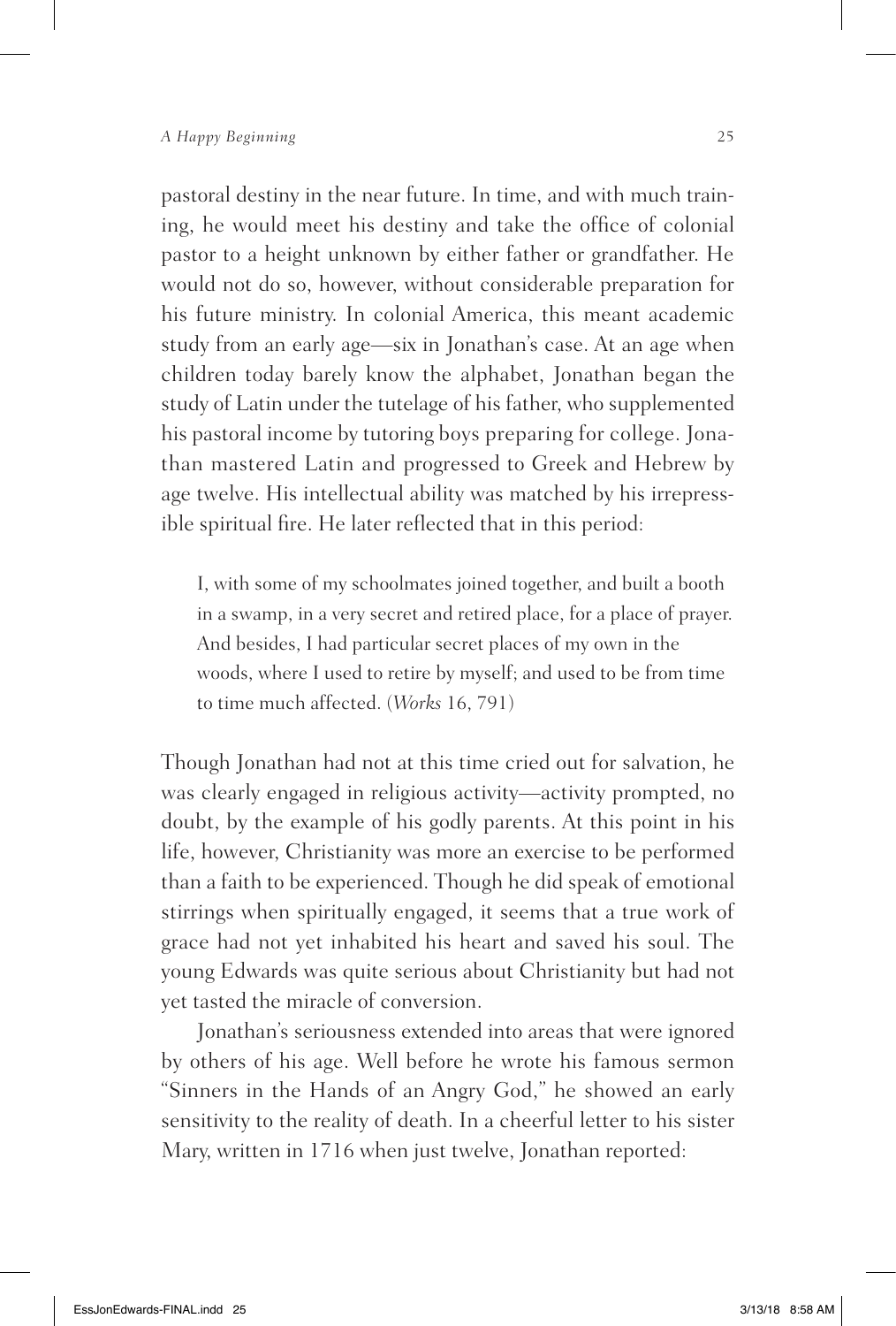pastoral destiny in the near future. In time, and with much training, he would meet his destiny and take the office of colonial pastor to a height unknown by either father or grandfather. He would not do so, however, without considerable preparation for his future ministry. In colonial America, this meant academic study from an early age—six in Jonathan's case. At an age when children today barely know the alphabet, Jonathan began the study of Latin under the tutelage of his father, who supplemented his pastoral income by tutoring boys preparing for college. Jonathan mastered Latin and progressed to Greek and Hebrew by age twelve. His intellectual ability was matched by his irrepressible spiritual fire. He later reflected that in this period:

> I, with some of my schoolmates joined together, and built a booth in a swamp, in a very secret and retired place, for a place of prayer. And besides, I had particular secret places of my own in the woods, where I used to retire by myself; and used to be from time to time much affected. (*Works* 16, 791)

Though Jonathan had not at this time cried out for salvation, he was clearly engaged in religious activity—activity prompted, no doubt, by the example of his godly parents. At this point in his life, however, Christianity was more an exercise to be performed than a faith to be experienced. Though he did speak of emotional stirrings when spiritually engaged, it seems that a true work of grace had not yet inhabited his heart and saved his soul. The young Edwards was quite serious about Christianity but had not yet tasted the miracle of conversion.

Jonathan's seriousness extended into areas that were ignored by others of his age. Well before he wrote his famous sermon "Sinners in the Hands of an Angry God," he showed an early sensitivity to the reality of death. In a cheerful letter to his sister Mary, written in 1716 when just twelve, Jonathan reported: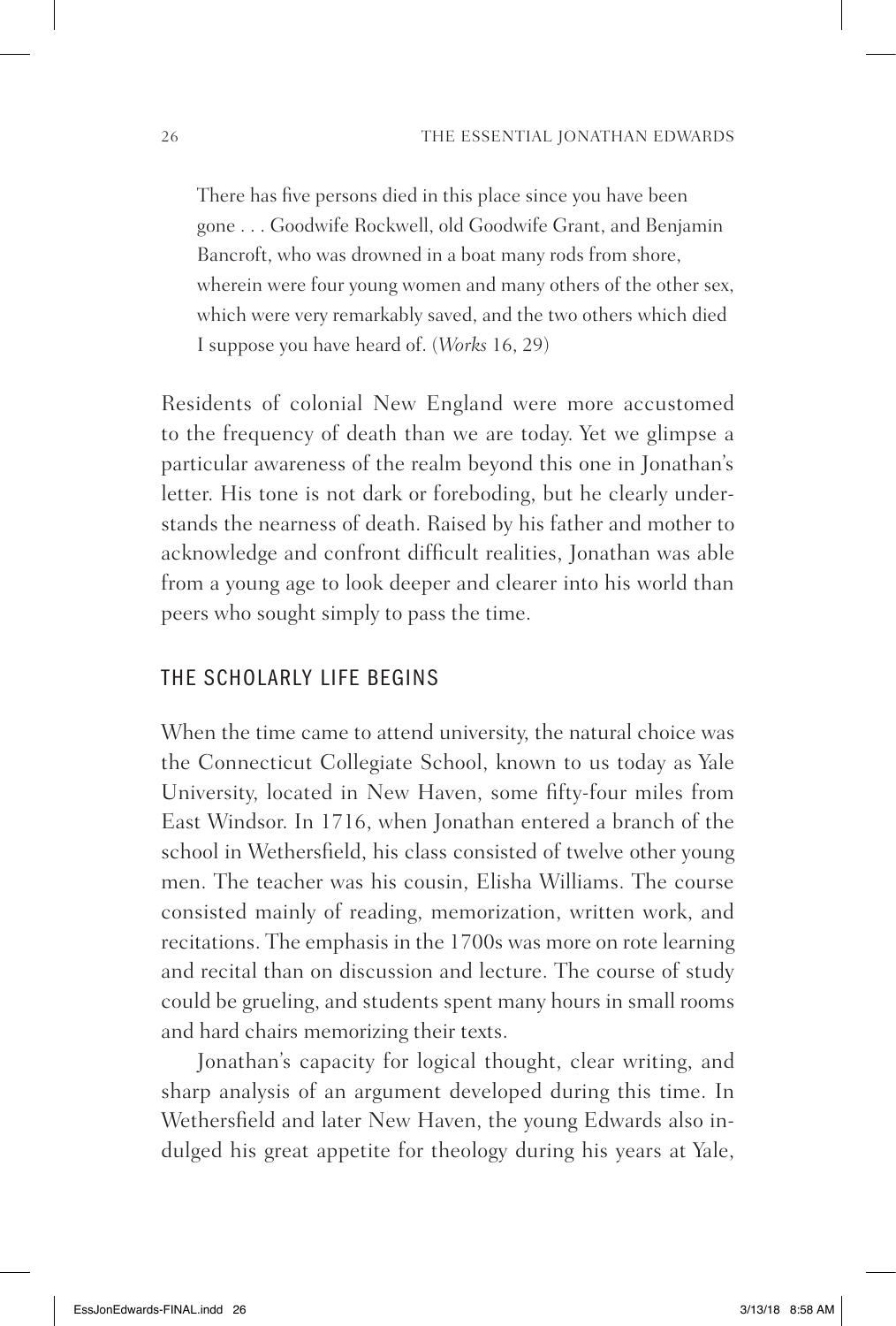> There has five persons died in this place since you have been gone . . . Goodwife Rockwell, old Goodwife Grant, and Benjamin Bancroft, who was drowned in a boat many rods from shore, wherein were four young women and many others of the other sex, which were very remarkably saved, and the two others which died I suppose you have heard of. (*Works* 16, 29)

Residents of colonial New England were more accustomed to the frequency of death than we are today. Yet we glimpse a particular awareness of the realm beyond this one in Jonathan's letter. His tone is not dark or foreboding, but he clearly understands the nearness of death. Raised by his father and mother to acknowledge and confront difficult realities, Jonathan was able from a young age to look deeper and clearer into his world than peers who sought simply to pass the time.

## THE SCHOLARLY LIFE BEGINS

When the time came to attend university, the natural choice was the Connecticut Collegiate School, known to us today as Yale University, located in New Haven, some fifty-four miles from East Windsor. In 1716, when Jonathan entered a branch of the school in Wethersfield, his class consisted of twelve other young men. The teacher was his cousin, Elisha Williams. The course consisted mainly of reading, memorization, written work, and recitations. The emphasis in the 1700s was more on rote learning and recital than on discussion and lecture. The course of study could be grueling, and students spent many hours in small rooms and hard chairs memorizing their texts.

Jonathan's capacity for logical thought, clear writing, and sharp analysis of an argument developed during this time. In Wethersfield and later New Haven, the young Edwards also indulged his great appetite for theology during his years at Yale,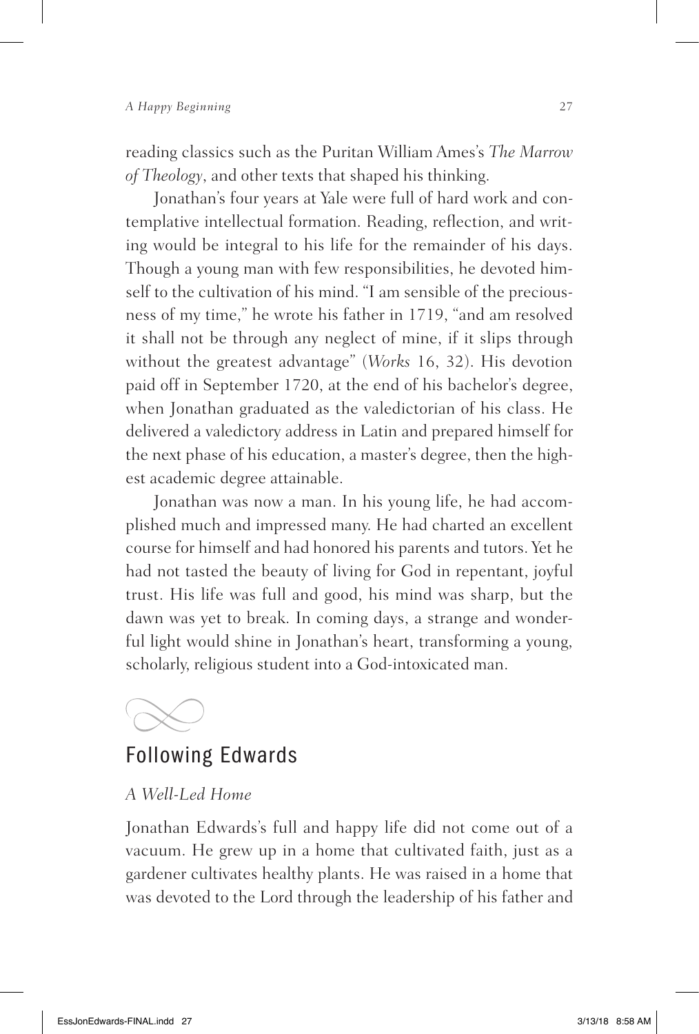reading classics such as the Puritan William Ames's *The Marrow of Theology*, and other texts that shaped his thinking.

Jonathan's four years at Yale were full of hard work and contemplative intellectual formation. Reading, reflection, and writing would be integral to his life for the remainder of his days. Though a young man with few responsibilities, he devoted himself to the cultivation of his mind. "I am sensible of the preciousness of my time," he wrote his father in 1719, "and am resolved it shall not be through any neglect of mine, if it slips through without the greatest advantage" (*Works* 16, 32). His devotion paid off in September 1720, at the end of his bachelor's degree, when Jonathan graduated as the valedictorian of his class. He delivered a valedictory address in Latin and prepared himself for the next phase of his education, a master's degree, then the highest academic degree attainable.

Jonathan was now a man. In his young life, he had accomplished much and impressed many. He had charted an excellent course for himself and had honored his parents and tutors. Yet he had not tasted the beauty of living for God in repentant, joyful trust. His life was full and good, his mind was sharp, but the dawn was yet to break. In coming days, a strange and wonderful light would shine in Jonathan's heart, transforming a young, scholarly, religious student into a God-intoxicated man.

## Following Edwards

### *A Well-Led Home*

Jonathan Edwards's full and happy life did not come out of a vacuum. He grew up in a home that cultivated faith, just as a gardener cultivates healthy plants. He was raised in a home that was devoted to the Lord through the leadership of his father and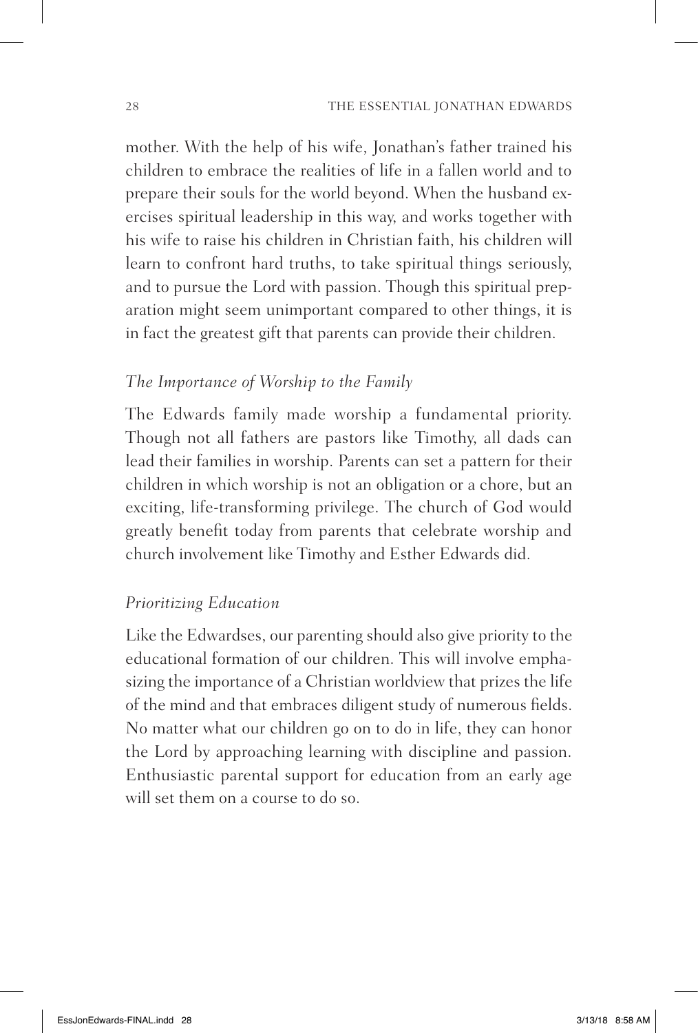mother. With the help of his wife, Jonathan's father trained his children to embrace the realities of life in a fallen world and to prepare their souls for the world beyond. When the husband exercises spiritual leadership in this way, and works together with his wife to raise his children in Christian faith, his children will learn to confront hard truths, to take spiritual things seriously, and to pursue the Lord with passion. Though this spiritual preparation might seem unimportant compared to other things, it is in fact the greatest gift that parents can provide their children.

### *The Importance of Worship to the Family*

The Edwards family made worship a fundamental priority. Though not all fathers are pastors like Timothy, all dads can lead their families in worship. Parents can set a pattern for their children in which worship is not an obligation or a chore, but an exciting, life-transforming privilege. The church of God would greatly benefit today from parents that celebrate worship and church involvement like Timothy and Esther Edwards did.

### *Prioritizing Education*

Like the Edwardses, our parenting should also give priority to the educational formation of our children. This will involve emphasizing the importance of a Christian worldview that prizes the life of the mind and that embraces diligent study of numerous fields. No matter what our children go on to do in life, they can honor the Lord by approaching learning with discipline and passion. Enthusiastic parental support for education from an early age will set them on a course to do so.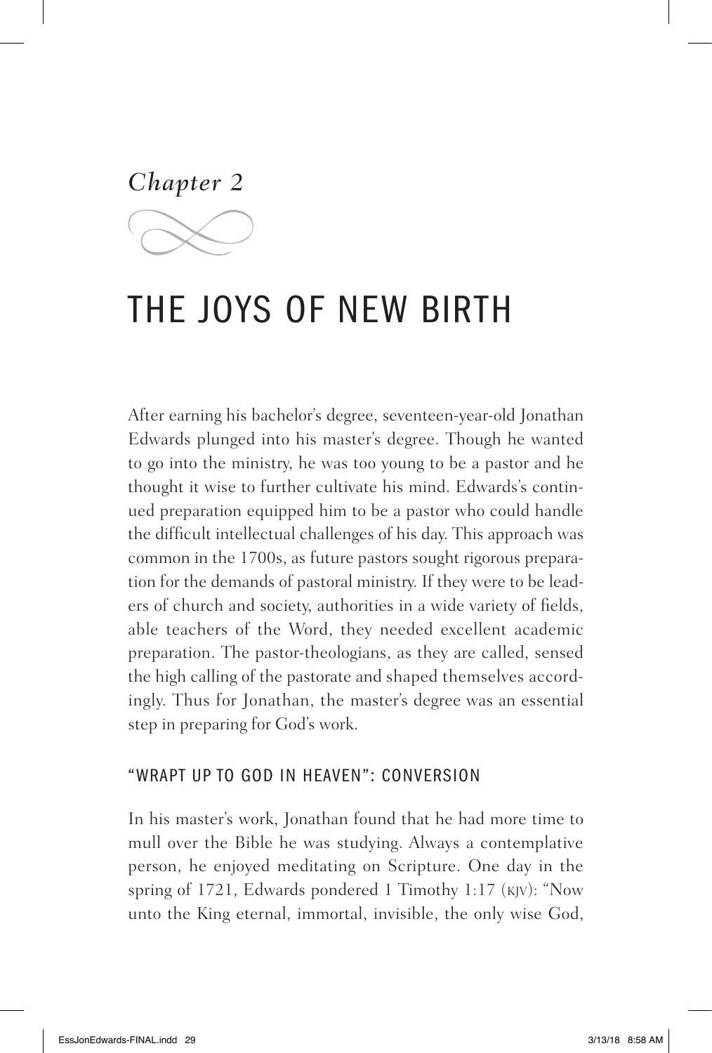*Chapter 2*

# THE JOYS OF NEW BIRTH

After earning his bachelor's degree, seventeen-year-old Jonathan Edwards plunged into his master's degree. Though he wanted to go into the ministry, he was too young to be a pastor and he thought it wise to further cultivate his mind. Edwards's continued preparation equipped him to be a pastor who could handle the difficult intellectual challenges of his day. This approach was common in the 1700s, as future pastors sought rigorous preparation for the demands of pastoral ministry. If they were to be leaders of church and society, authorities in a wide variety of fields, able teachers of the Word, they needed excellent academic preparation. The pastor-theologians, as they are called, sensed the high calling of the pastorate and shaped themselves accordingly. Thus for Jonathan, the master's degree was an essential step in preparing for God's work.

## "WRAPT UP TO GOD IN HEAVEN": CONVERSION

In his master's work, Jonathan found that he had more time to mull over the Bible he was studying. Always a contemplative person, he enjoyed meditating on Scripture. One day in the spring of 1721, Edwards pondered 1 Timothy 1:17 (KJV): "Now unto the King eternal, immortal, invisible, the only wise God,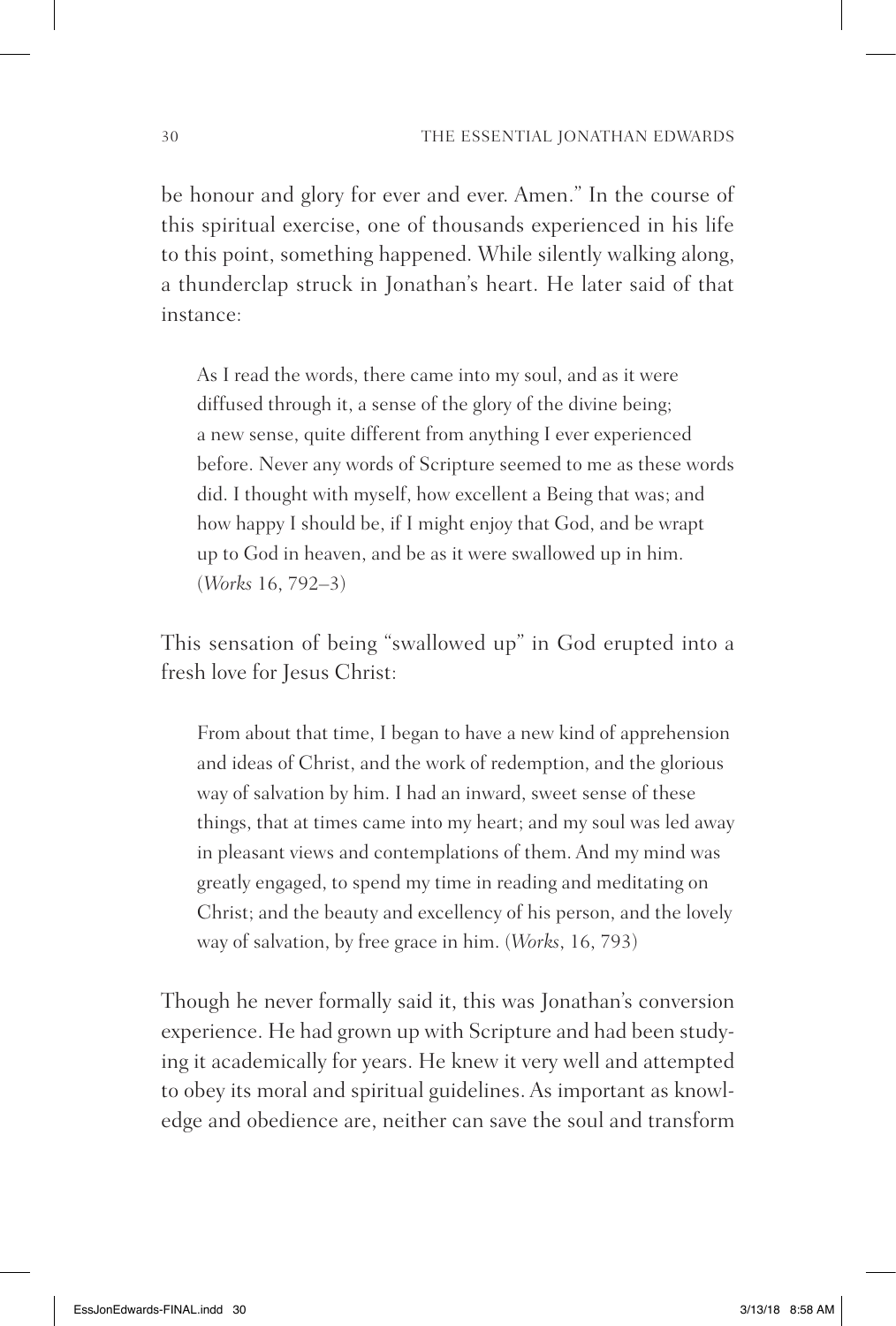be honour and glory for ever and ever. Amen." In the course of this spiritual exercise, one of thousands experienced in his life to this point, something happened. While silently walking along, a thunderclap struck in Jonathan's heart. He later said of that instance:

> As I read the words, there came into my soul, and as it were diffused through it, a sense of the glory of the divine being; a new sense, quite different from anything I ever experienced before. Never any words of Scripture seemed to me as these words did. I thought with myself, how excellent a Being that was; and how happy I should be, if I might enjoy that God, and be wrapt up to God in heaven, and be as it were swallowed up in him. (*Works* 16, 792–3)

This sensation of being "swallowed up" in God erupted into a fresh love for Jesus Christ:

> From about that time, I began to have a new kind of apprehension and ideas of Christ, and the work of redemption, and the glorious way of salvation by him. I had an inward, sweet sense of these things, that at times came into my heart; and my soul was led away in pleasant views and contemplations of them. And my mind was greatly engaged, to spend my time in reading and meditating on Christ; and the beauty and excellency of his person, and the lovely way of salvation, by free grace in him. (*Works*, 16, 793)

Though he never formally said it, this was Jonathan's conversion experience. He had grown up with Scripture and had been studying it academically for years. He knew it very well and attempted to obey its moral and spiritual guidelines. As important as knowledge and obedience are, neither can save the soul and transform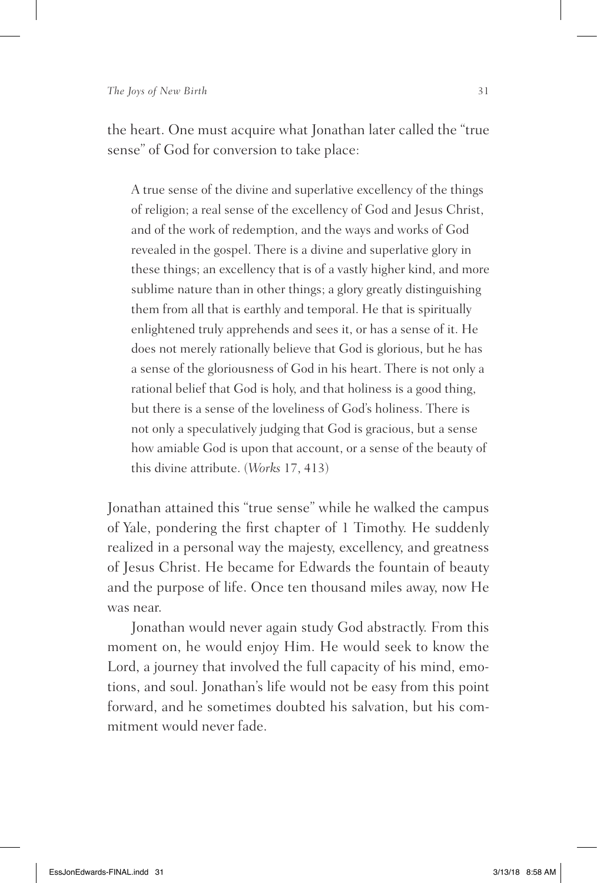the heart. One must acquire what Jonathan later called the "true sense" of God for conversion to take place:

> A true sense of the divine and superlative excellency of the things of religion; a real sense of the excellency of God and Jesus Christ, and of the work of redemption, and the ways and works of God revealed in the gospel. There is a divine and superlative glory in these things; an excellency that is of a vastly higher kind, and more sublime nature than in other things; a glory greatly distinguishing them from all that is earthly and temporal. He that is spiritually enlightened truly apprehends and sees it, or has a sense of it. He does not merely rationally believe that God is glorious, but he has a sense of the gloriousness of God in his heart. There is not only a rational belief that God is holy, and that holiness is a good thing, but there is a sense of the loveliness of God's holiness. There is not only a speculatively judging that God is gracious, but a sense how amiable God is upon that account, or a sense of the beauty of this divine attribute. (*Works* 17, 413)

Jonathan attained this "true sense" while he walked the campus of Yale, pondering the first chapter of 1 Timothy. He suddenly realized in a personal way the majesty, excellency, and greatness of Jesus Christ. He became for Edwards the fountain of beauty and the purpose of life. Once ten thousand miles away, now He was near.

Jonathan would never again study God abstractly. From this moment on, he would enjoy Him. He would seek to know the Lord, a journey that involved the full capacity of his mind, emotions, and soul. Jonathan's life would not be easy from this point forward, and he sometimes doubted his salvation, but his commitment would never fade.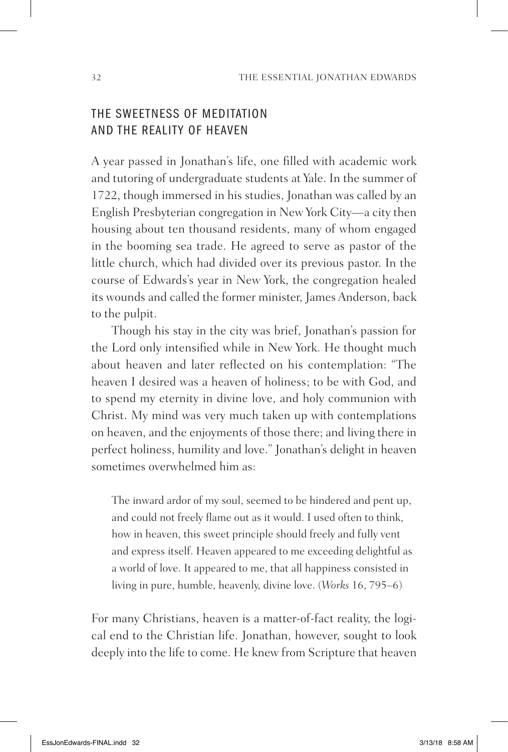## THE SWEETNESS OF MEDITATION AND THE REALITY OF HEAVEN

A year passed in Jonathan's life, one filled with academic work and tutoring of undergraduate students at Yale. In the summer of 1722, though immersed in his studies, Jonathan was called by an English Presbyterian congregation in New York City—a city then housing about ten thousand residents, many of whom engaged in the booming sea trade. He agreed to serve as pastor of the little church, which had divided over its previous pastor. In the course of Edwards's year in New York, the congregation healed its wounds and called the former minister, James Anderson, back to the pulpit.

Though his stay in the city was brief, Jonathan's passion for the Lord only intensified while in New York. He thought much about heaven and later reflected on his contemplation: "The heaven I desired was a heaven of holiness; to be with God, and to spend my eternity in divine love, and holy communion with Christ. My mind was very much taken up with contemplations on heaven, and the enjoyments of those there; and living there in perfect holiness, humility and love." Jonathan's delight in heaven sometimes overwhelmed him as:

> The inward ardor of my soul, seemed to be hindered and pent up, and could not freely flame out as it would. I used often to think, how in heaven, this sweet principle should freely and fully vent and express itself. Heaven appeared to me exceeding delightful as a world of love. It appeared to me, that all happiness consisted in living in pure, humble, heavenly, divine love. (*Works* 16, 795–6)

For many Christians, heaven is a matter-of-fact reality, the logical end to the Christian life. Jonathan, however, sought to look deeply into the life to come. He knew from Scripture that heaven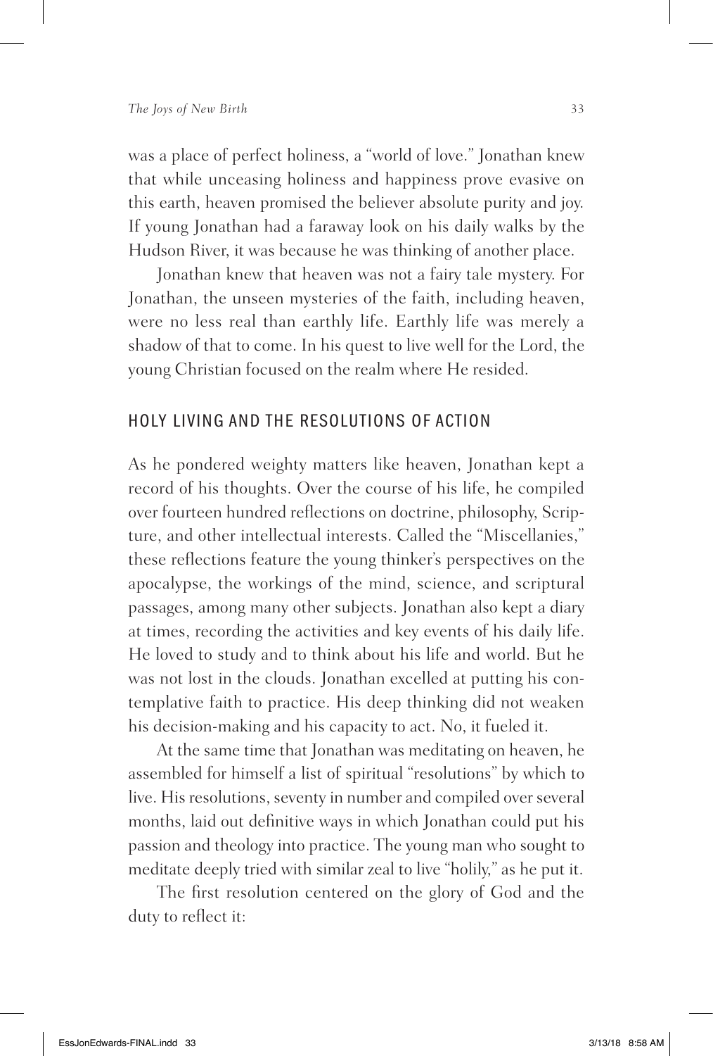was a place of perfect holiness, a "world of love." Jonathan knew that while unceasing holiness and happiness prove evasive on this earth, heaven promised the believer absolute purity and joy. If young Jonathan had a faraway look on his daily walks by the Hudson River, it was because he was thinking of another place.

Jonathan knew that heaven was not a fairy tale mystery. For Jonathan, the unseen mysteries of the faith, including heaven, were no less real than earthly life. Earthly life was merely a shadow of that to come. In his quest to live well for the Lord, the young Christian focused on the realm where He resided.

## HOLY LIVING AND THE RESOLUTIONS OF ACTION

As he pondered weighty matters like heaven, Jonathan kept a record of his thoughts. Over the course of his life, he compiled over fourteen hundred reflections on doctrine, philosophy, Scripture, and other intellectual interests. Called the "Miscellanies," these reflections feature the young thinker's perspectives on the apocalypse, the workings of the mind, science, and scriptural passages, among many other subjects. Jonathan also kept a diary at times, recording the activities and key events of his daily life. He loved to study and to think about his life and world. But he was not lost in the clouds. Jonathan excelled at putting his contemplative faith to practice. His deep thinking did not weaken his decision-making and his capacity to act. No, it fueled it.

At the same time that Jonathan was meditating on heaven, he assembled for himself a list of spiritual "resolutions" by which to live. His resolutions, seventy in number and compiled over several months, laid out definitive ways in which Jonathan could put his passion and theology into practice. The young man who sought to meditate deeply tried with similar zeal to live "holily," as he put it.

The first resolution centered on the glory of God and the duty to reflect it: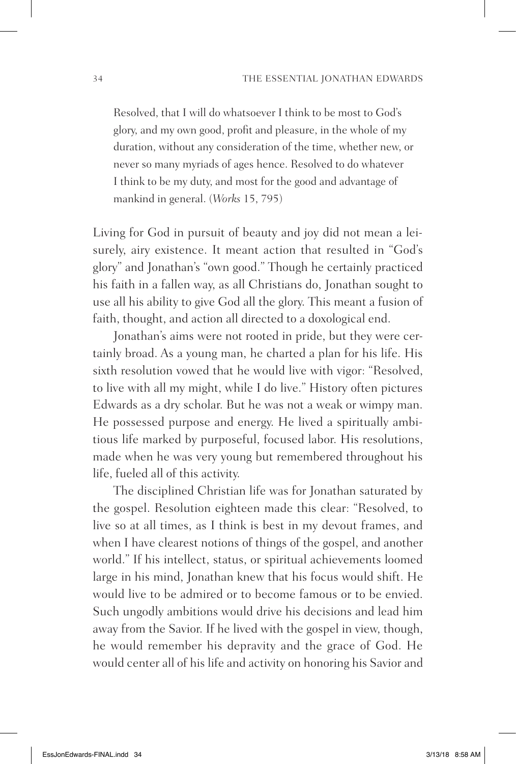> Resolved, that I will do whatsoever I think to be most to God's glory, and my own good, profit and pleasure, in the whole of my duration, without any consideration of the time, whether new, or never so many myriads of ages hence. Resolved to do whatever I think to be my duty, and most for the good and advantage of mankind in general. (*Works* 15, 795)

Living for God in pursuit of beauty and joy did not mean a leisurely, airy existence. It meant action that resulted in "God's glory" and Jonathan's "own good." Though he certainly practiced his faith in a fallen way, as all Christians do, Jonathan sought to use all his ability to give God all the glory. This meant a fusion of faith, thought, and action all directed to a doxological end.

Jonathan's aims were not rooted in pride, but they were certainly broad. As a young man, he charted a plan for his life. His sixth resolution vowed that he would live with vigor: "Resolved, to live with all my might, while I do live." History often pictures Edwards as a dry scholar. But he was not a weak or wimpy man. He possessed purpose and energy. He lived a spiritually ambitious life marked by purposeful, focused labor. His resolutions, made when he was very young but remembered throughout his life, fueled all of this activity.

The disciplined Christian life was for Jonathan saturated by the gospel. Resolution eighteen made this clear: "Resolved, to live so at all times, as I think is best in my devout frames, and when I have clearest notions of things of the gospel, and another world." If his intellect, status, or spiritual achievements loomed large in his mind, Jonathan knew that his focus would shift. He would live to be admired or to become famous or to be envied. Such ungodly ambitions would drive his decisions and lead him away from the Savior. If he lived with the gospel in view, though, he would remember his depravity and the grace of God. He would center all of his life and activity on honoring his Savior and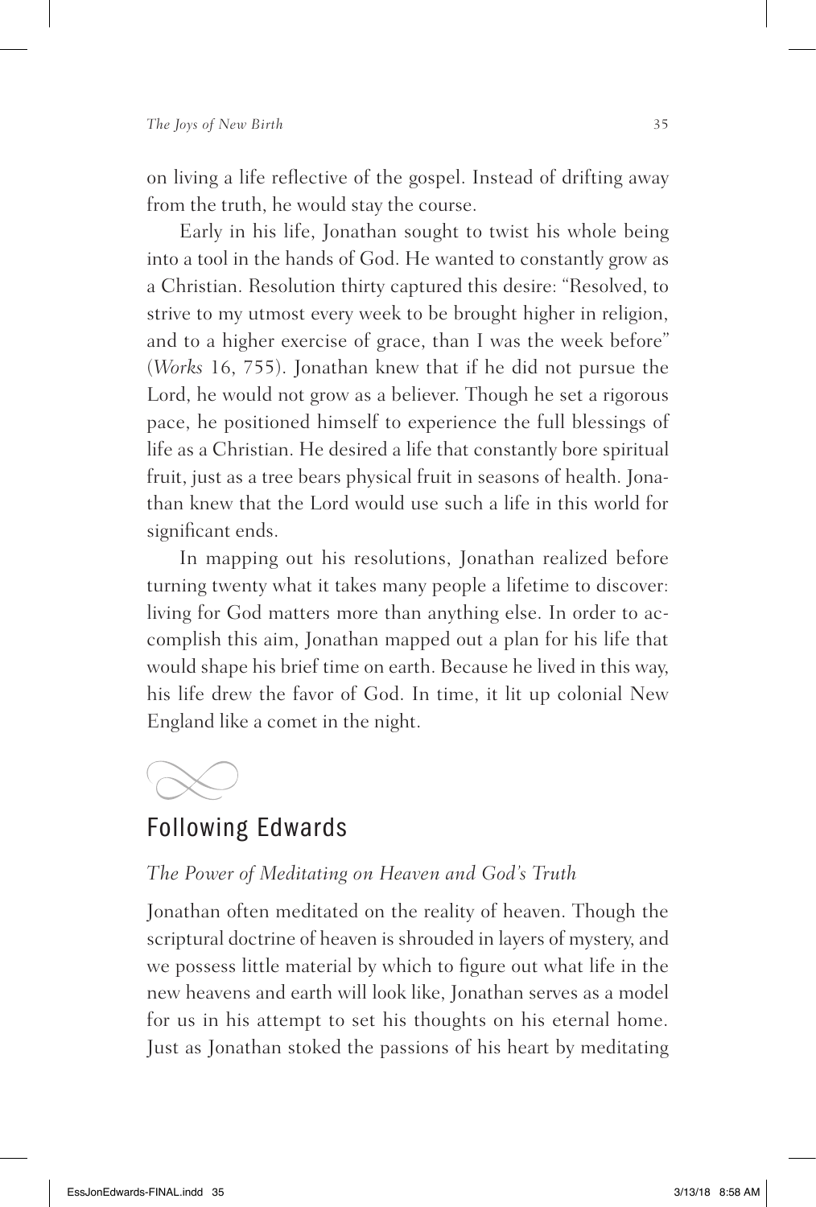on living a life reflective of the gospel. Instead of drifting away from the truth, he would stay the course.

Early in his life, Jonathan sought to twist his whole being into a tool in the hands of God. He wanted to constantly grow as a Christian. Resolution thirty captured this desire: "Resolved, to strive to my utmost every week to be brought higher in religion, and to a higher exercise of grace, than I was the week before" (*Works* 16, 755). Jonathan knew that if he did not pursue the Lord, he would not grow as a believer. Though he set a rigorous pace, he positioned himself to experience the full blessings of life as a Christian. He desired a life that constantly bore spiritual fruit, just as a tree bears physical fruit in seasons of health. Jonathan knew that the Lord would use such a life in this world for significant ends.

In mapping out his resolutions, Jonathan realized before turning twenty what it takes many people a lifetime to discover: living for God matters more than anything else. In order to accomplish this aim, Jonathan mapped out a plan for his life that would shape his brief time on earth. Because he lived in this way, his life drew the favor of God. In time, it lit up colonial New England like a comet in the night.

## Following Edwards

### *The Power of Meditating on Heaven and God's Truth*

Jonathan often meditated on the reality of heaven. Though the scriptural doctrine of heaven is shrouded in layers of mystery, and we possess little material by which to figure out what life in the new heavens and earth will look like, Jonathan serves as a model for us in his attempt to set his thoughts on his eternal home. Just as Jonathan stoked the passions of his heart by meditating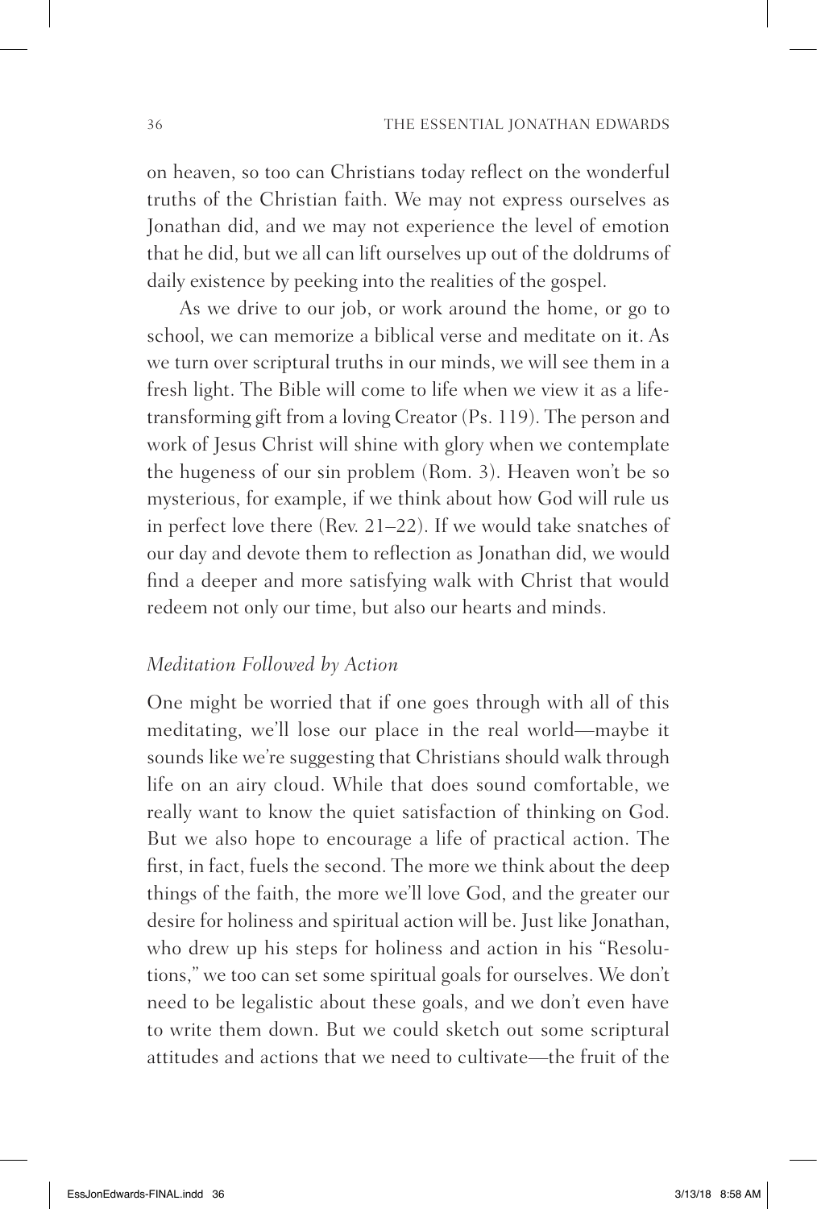on heaven, so too can Christians today reflect on the wonderful truths of the Christian faith. We may not express ourselves as Jonathan did, and we may not experience the level of emotion that he did, but we all can lift ourselves up out of the doldrums of daily existence by peeking into the realities of the gospel.

As we drive to our job, or work around the home, or go to school, we can memorize a biblical verse and meditate on it. As we turn over scriptural truths in our minds, we will see them in a fresh light. The Bible will come to life when we view it as a life-transforming gift from a loving Creator (Ps. 119). The person and work of Jesus Christ will shine with glory when we contemplate the hugeness of our sin problem (Rom. 3). Heaven won't be so mysterious, for example, if we think about how God will rule us in perfect love there (Rev. 21–22). If we would take snatches of our day and devote them to reflection as Jonathan did, we would find a deeper and more satisfying walk with Christ that would redeem not only our time, but also our hearts and minds.

### *Meditation Followed by Action*

One might be worried that if one goes through with all of this meditating, we'll lose our place in the real world—maybe it sounds like we're suggesting that Christians should walk through life on an airy cloud. While that does sound comfortable, we really want to know the quiet satisfaction of thinking on God. But we also hope to encourage a life of practical action. The first, in fact, fuels the second. The more we think about the deep things of the faith, the more we'll love God, and the greater our desire for holiness and spiritual action will be. Just like Jonathan, who drew up his steps for holiness and action in his "Resolutions," we too can set some spiritual goals for ourselves. We don't need to be legalistic about these goals, and we don't even have to write them down. But we could sketch out some scriptural attitudes and actions that we need to cultivate—the fruit of the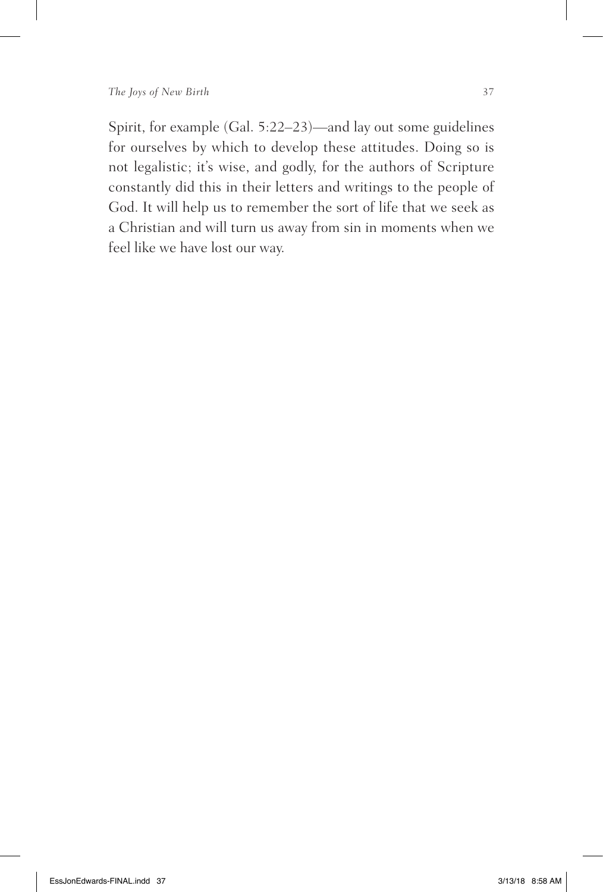Spirit, for example (Gal. 5:22–23)—and lay out some guidelines for ourselves by which to develop these attitudes. Doing so is not legalistic; it's wise, and godly, for the authors of Scripture constantly did this in their letters and writings to the people of God. It will help us to remember the sort of life that we seek as a Christian and will turn us away from sin in moments when we feel like we have lost our way.